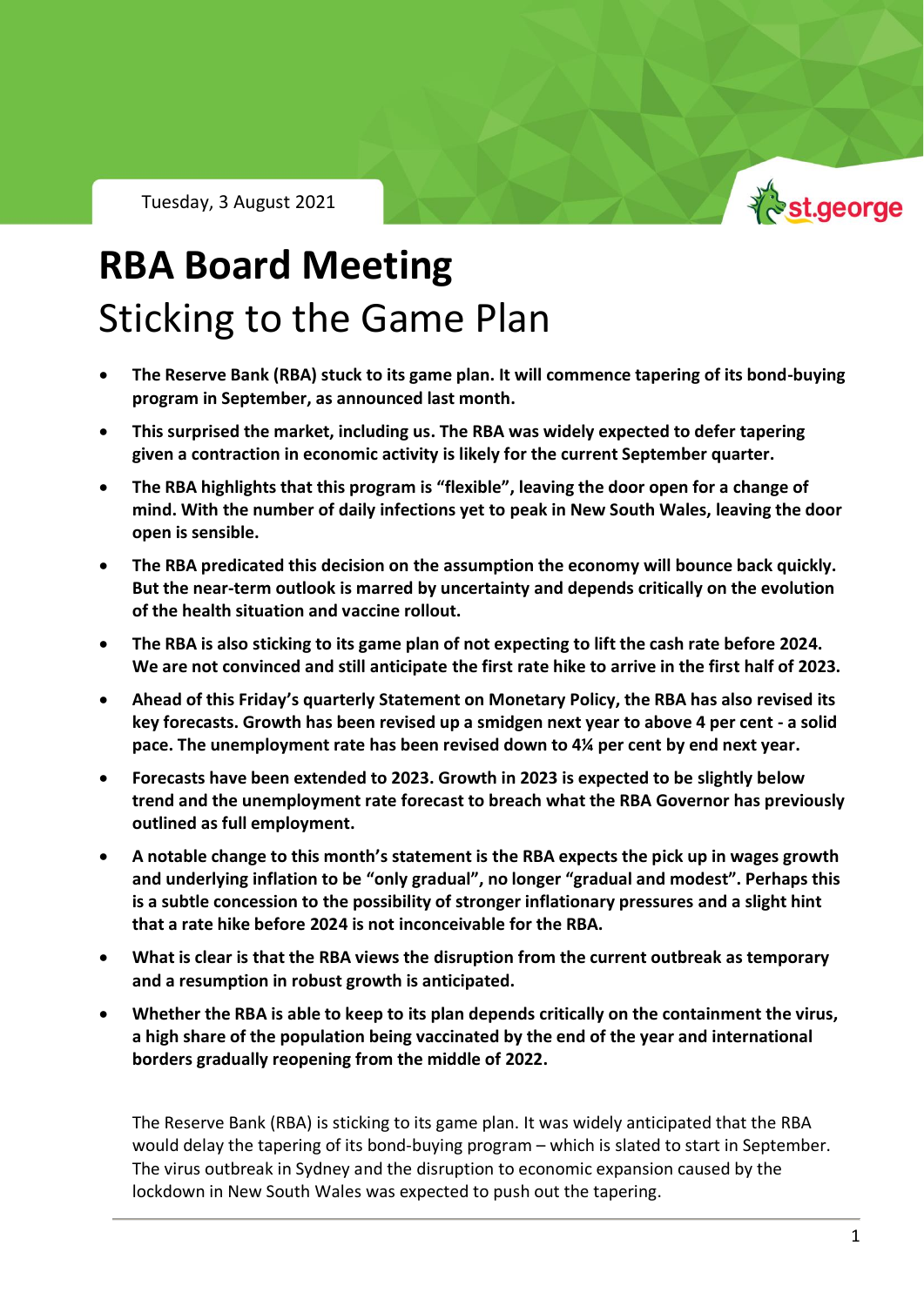Tuesday, 3 August 2021

# RBA Board Meeting

## Sticking to the Game Plan

- **The Reserve Bank (RBA) stuck to its game plan. It will commence tapering of its bond-buying program in September, as announced last month.**
- **This surprised the market, including us. The RBA was widely expected to defer tapering given a contraction in economic activity is likely for the current September quarter.**
- **The RBA highlights that this program is "flexible", leaving the door open for a change of mind. With the number of daily infections yet to peak in New South Wales, leaving the door open is sensible.**
- **The RBA predicated this decision on the assumption the economy will bounce back quickly. But the near-term outlook is marred by uncertainty and depends critically on the evolution of the health situation and vaccine rollout.**
- **The RBA is also sticking to its game plan of not expecting to lift the cash rate before 2024. We are not convinced and still anticipate the first rate hike to arrive in the first half of 2023.**
- **Ahead of this Friday's quarterly Statement on Monetary Policy, the RBA has also revised its key forecasts. Growth has been revised up a smidgen next year to above 4 per cent - a solid pace. The unemployment rate has been revised down to 4¼ per cent by end next year.**
- **Forecasts have been extended to 2023. Growth in 2023 is expected to be slightly below trend and the unemployment rate forecast to breach what the RBA Governor has previously outlined as full employment.**
- **A notable change to this month's statement is the RBA expects the pick up in wages growth and underlying inflation to be "only gradual", no longer "gradual and modest". Perhaps this is a subtle concession to the possibility of stronger inflationary pressures and a slight hint that a rate hike before 2024 is not inconceivable for the RBA.**
- **What is clear is that the RBA views the disruption from the current outbreak as temporary and a resumption in robust growth is anticipated.**
- **Whether the RBA is able to keep to its plan depends critically on the containment the virus, a high share of the population being vaccinated by the end of the year and international borders gradually reopening from the middle of 2022.**

The Reserve Bank (RBA) is sticking to its game plan. It was widely anticipated that the RBA would delay the tapering of its bond-buying program – which is slated to start in September. The virus outbreak in Sydney and the disruption to economic expansion caused by the lockdown in New South Wales was expected to push out the tapering.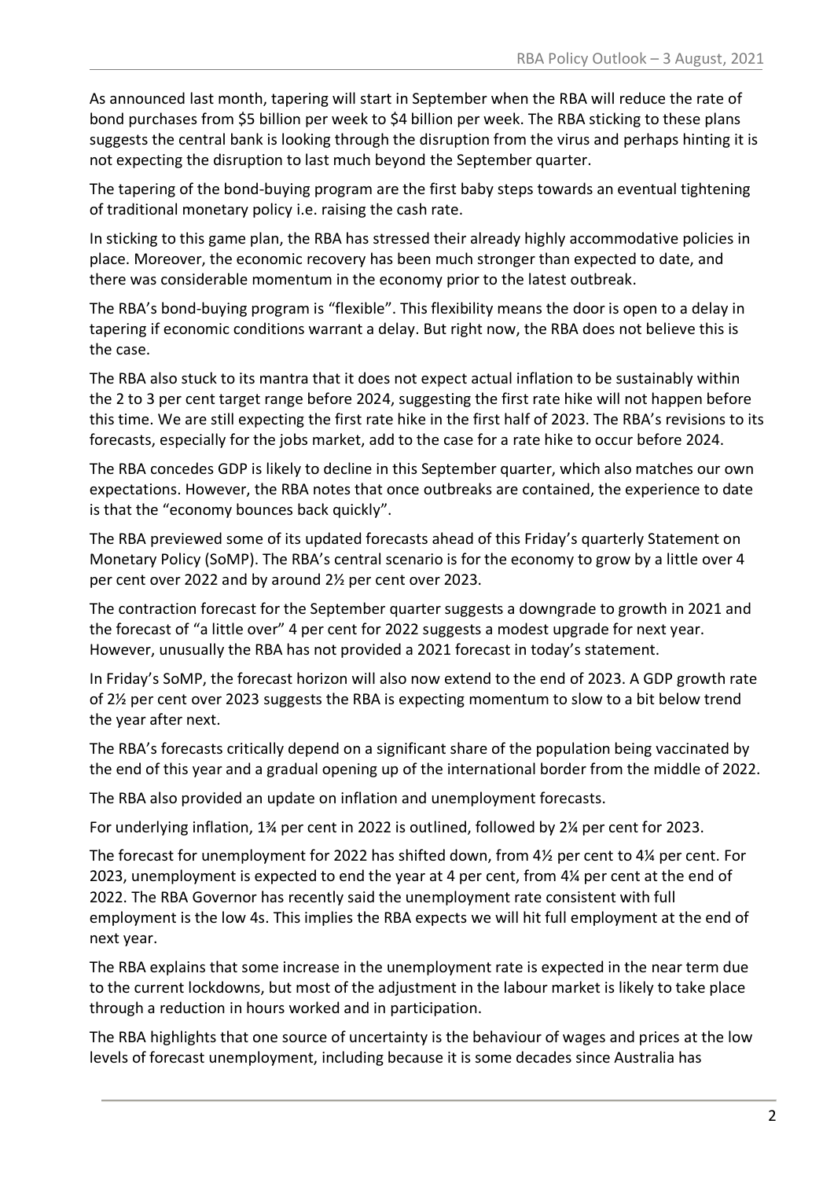As announced last month, tapering will start in September when the RBA will reduce the rate of bond purchases from $5 billion per week to $4 billion per week. The RBA sticking to these plans suggests the central bank is looking through the disruption from the virus and perhaps hinting it is not expecting the disruption to last much beyond the September quarter.

The tapering of the bond-buying program are the first baby steps towards an eventual tightening of traditional monetary policy i.e. raising the cash rate.

In sticking to this game plan, the RBA has stressed their already highly accommodative policies in place. Moreover, the economic recovery has been much stronger than expected to date, and there was considerable momentum in the economy prior to the latest outbreak.

The RBA's bond-buying program is "flexible". This flexibility means the door is open to a delay in tapering if economic conditions warrant a delay. But right now, the RBA does not believe this is the case.

The RBA also stuck to its mantra that it does not expect actual inflation to be sustainably within the 2 to 3 per cent target range before 2024, suggesting the first rate hike will not happen before this time. We are still expecting the first rate hike in the first half of 2023. The RBA's revisions to its forecasts, especially for the jobs market, add to the case for a rate hike to occur before 2024.

The RBA concedes GDP is likely to decline in this September quarter, which also matches our own expectations. However, the RBA notes that once outbreaks are contained, the experience to date is that the "economy bounces back quickly".

The RBA previewed some of its updated forecasts ahead of this Friday's quarterly Statement on Monetary Policy (SoMP). The RBA's central scenario is for the economy to grow by a little over 4 per cent over 2022 and by around 2½ per cent over 2023.

The contraction forecast for the September quarter suggests a downgrade to growth in 2021 and the forecast of "a little over" 4 per cent for 2022 suggests a modest upgrade for next year. However, unusually the RBA has not provided a 2021 forecast in today's statement.

In Friday's SoMP, the forecast horizon will also now extend to the end of 2023. A GDP growth rate of 2½ per cent over 2023 suggests the RBA is expecting momentum to slow to a bit below trend the year after next.

The RBA's forecasts critically depend on a significant share of the population being vaccinated by the end of this year and a gradual opening up of the international border from the middle of 2022.

The RBA also provided an update on inflation and unemployment forecasts.

For underlying inflation, 1¾ per cent in 2022 is outlined, followed by 2¼ per cent for 2023.

The forecast for unemployment for 2022 has shifted down, from 4½ per cent to 4¼ per cent. For 2023, unemployment is expected to end the year at 4 per cent, from 4¼ per cent at the end of 2022. The RBA Governor has recently said the unemployment rate consistent with full employment is the low 4s. This implies the RBA expects we will hit full employment at the end of next year.

The RBA explains that some increase in the unemployment rate is expected in the near term due to the current lockdowns, but most of the adjustment in the labour market is likely to take place through a reduction in hours worked and in participation.

The RBA highlights that one source of uncertainty is the behaviour of wages and prices at the low levels of forecast unemployment, including because it is some decades since Australia has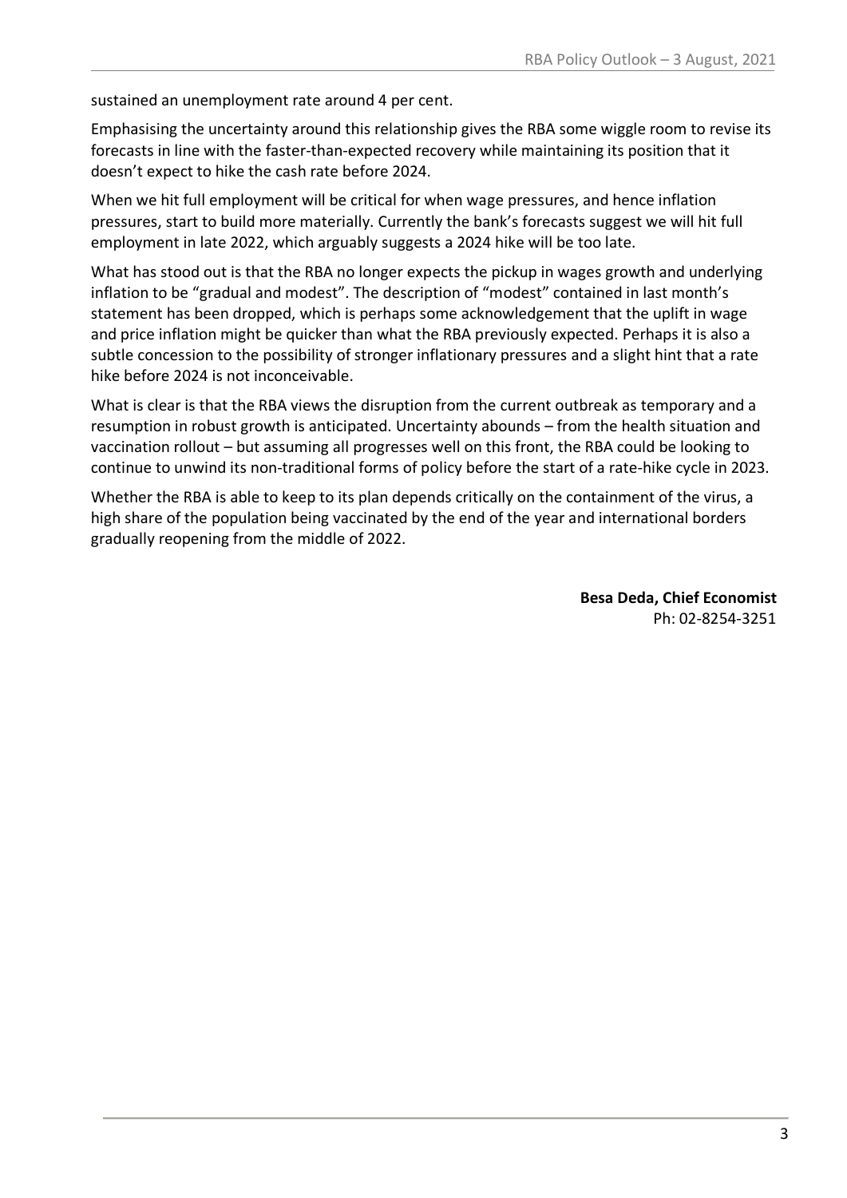sustained an unemployment rate around 4 per cent.

Emphasising the uncertainty around this relationship gives the RBA some wiggle room to revise its forecasts in line with the faster-than-expected recovery while maintaining its position that it doesn't expect to hike the cash rate before 2024.

When we hit full employment will be critical for when wage pressures, and hence inflation pressures, start to build more materially. Currently the bank's forecasts suggest we will hit full employment in late 2022, which arguably suggests a 2024 hike will be too late.

What has stood out is that the RBA no longer expects the pickup in wages growth and underlying inflation to be "gradual and modest". The description of "modest" contained in last month's statement has been dropped, which is perhaps some acknowledgement that the uplift in wage and price inflation might be quicker than what the RBA previously expected. Perhaps it is also a subtle concession to the possibility of stronger inflationary pressures and a slight hint that a rate hike before 2024 is not inconceivable.

What is clear is that the RBA views the disruption from the current outbreak as temporary and a resumption in robust growth is anticipated. Uncertainty abounds – from the health situation and vaccination rollout – but assuming all progresses well on this front, the RBA could be looking to continue to unwind its non-traditional forms of policy before the start of a rate-hike cycle in 2023.

Whether the RBA is able to keep to its plan depends critically on the containment of the virus, a high share of the population being vaccinated by the end of the year and international borders gradually reopening from the middle of 2022.

**Besa Deda, Chief Economist**
Ph: 02-8254-3251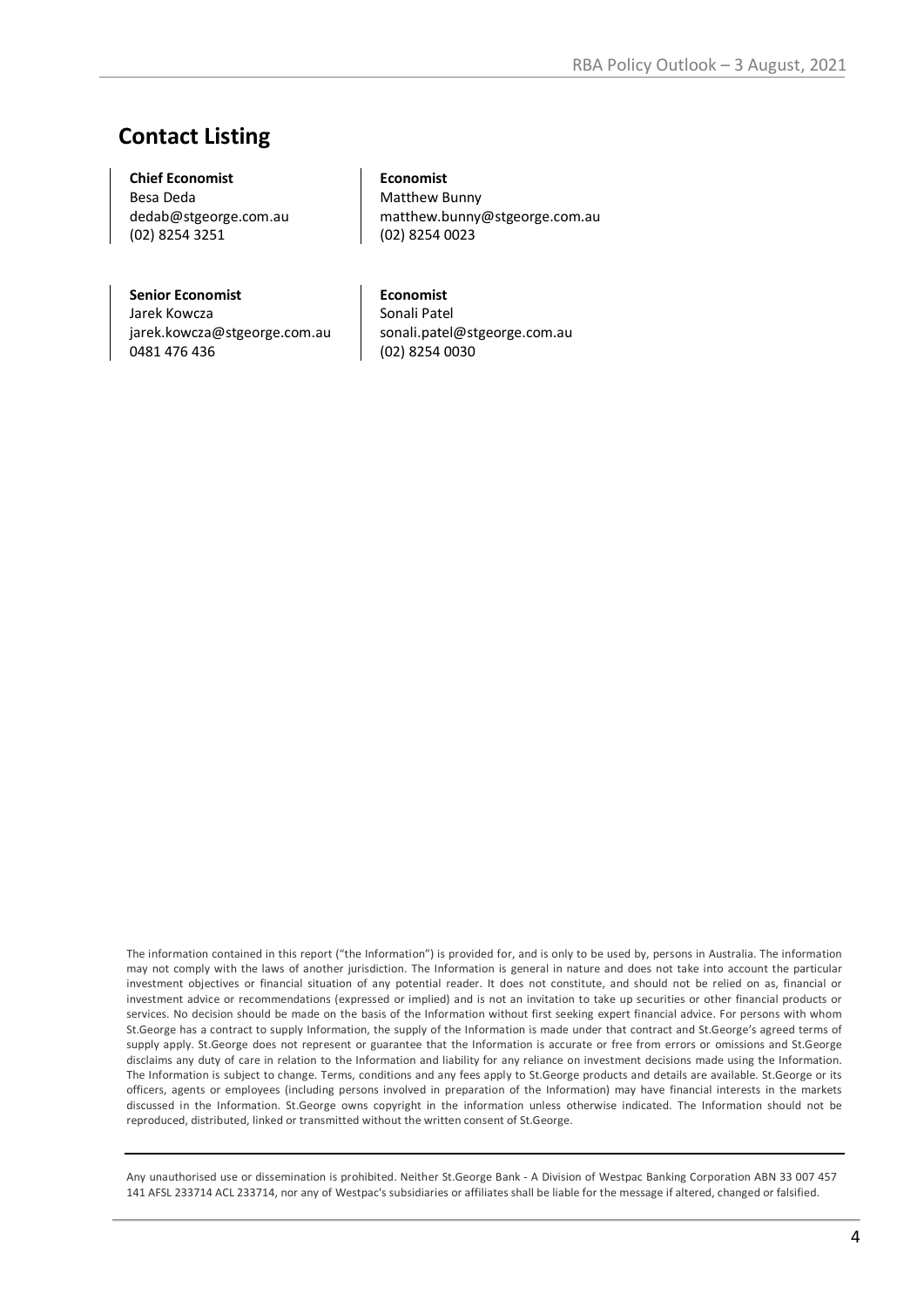## Contact Listing

**Chief Economist**
Besa Deda
dedab@stgeorge.com.au
(02) 8254 3251

**Economist**
Matthew Bunny
matthew.bunny@stgeorge.com.au
(02) 8254 0023

**Senior Economist**
Jarek Kowcza
jarek.kowcza@stgeorge.com.au
0481 476 436

**Economist**
Sonali Patel
sonali.patel@stgeorge.com.au
(02) 8254 0030

The information contained in this report ("the Information") is provided for, and is only to be used by, persons in Australia. The information may not comply with the laws of another jurisdiction. The Information is general in nature and does not take into account the particular investment objectives or financial situation of any potential reader. It does not constitute, and should not be relied on as, financial or investment advice or recommendations (expressed or implied) and is not an invitation to take up securities or other financial products or services. No decision should be made on the basis of the Information without first seeking expert financial advice. For persons with whom St.George has a contract to supply Information, the supply of the Information is made under that contract and St.George's agreed terms of supply apply. St.George does not represent or guarantee that the Information is accurate or free from errors or omissions and St.George disclaims any duty of care in relation to the Information and liability for any reliance on investment decisions made using the Information. The Information is subject to change. Terms, conditions and any fees apply to St.George products and details are available. St.George or its officers, agents or employees (including persons involved in preparation of the Information) may have financial interests in the markets discussed in the Information. St.George owns copyright in the information unless otherwise indicated. The Information should not be reproduced, distributed, linked or transmitted without the written consent of St.George.

Any unauthorised use or dissemination is prohibited. Neither St.George Bank - A Division of Westpac Banking Corporation ABN 33 007 457 141 AFSL 233714 ACL 233714, nor any of Westpac's subsidiaries or affiliates shall be liable for the message if altered, changed or falsified.